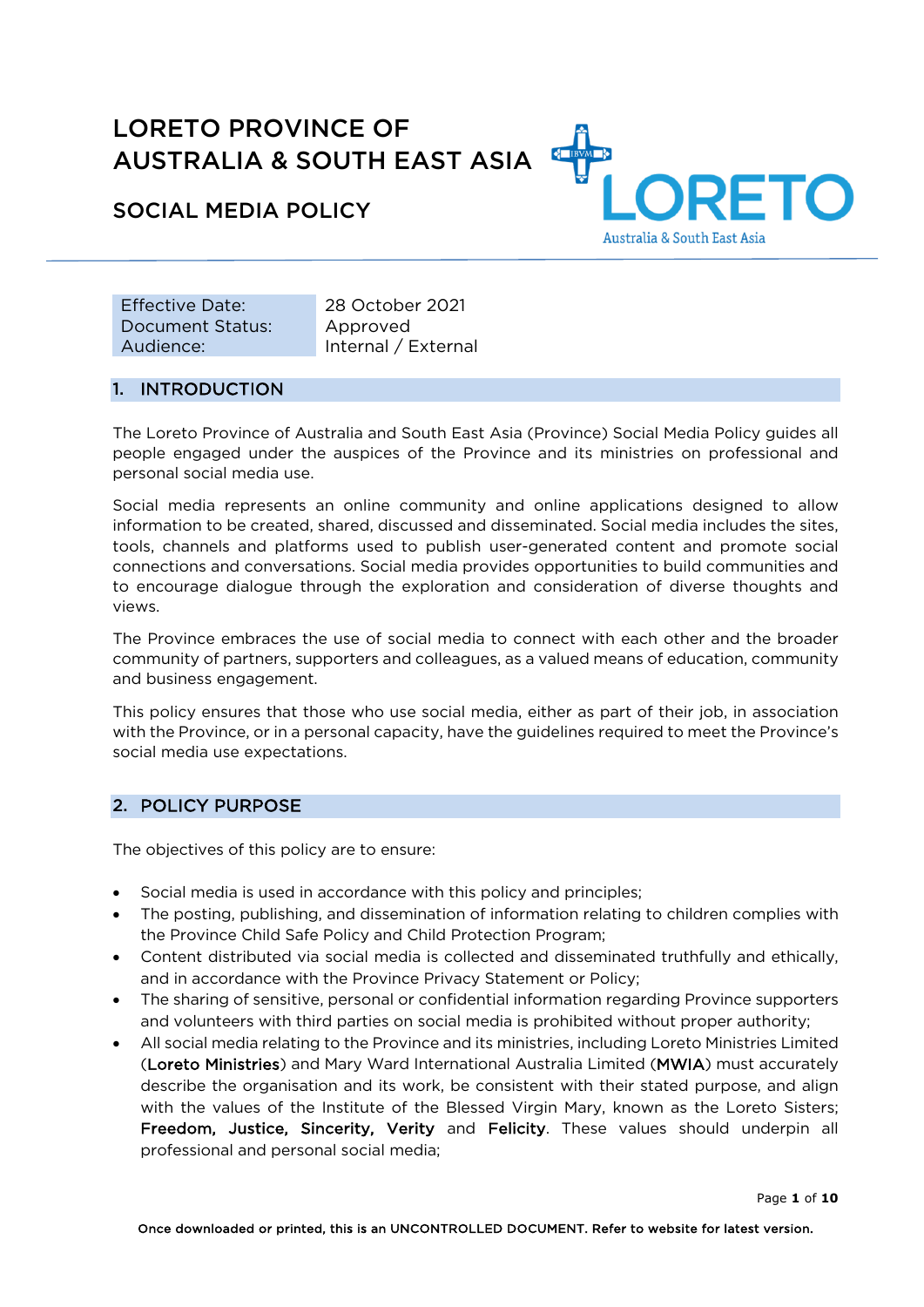# LORETO PROVINCE OF AUSTRALIA & SOUTH EAST ASIA

## SOCIAL MEDIA POLICY

| Effective Date: | 28 October 2021 |
|---|---|
| Document Status: | Approved |
| Audience: | Internal / External |

## 1. INTRODUCTION

The Loreto Province of Australia and South East Asia (Province) Social Media Policy guides all people engaged under the auspices of the Province and its ministries on professional and personal social media use.

Social media represents an online community and online applications designed to allow information to be created, shared, discussed and disseminated. Social media includes the sites, tools, channels and platforms used to publish user-generated content and promote social connections and conversations. Social media provides opportunities to build communities and to encourage dialogue through the exploration and consideration of diverse thoughts and views.

The Province embraces the use of social media to connect with each other and the broader community of partners, supporters and colleagues, as a valued means of education, community and business engagement.

This policy ensures that those who use social media, either as part of their job, in association with the Province, or in a personal capacity, have the guidelines required to meet the Province's social media use expectations.

## 2. POLICY PURPOSE

The objectives of this policy are to ensure:

- Social media is used in accordance with this policy and principles;
- The posting, publishing, and dissemination of information relating to children complies with the Province Child Safe Policy and Child Protection Program;
- Content distributed via social media is collected and disseminated truthfully and ethically, and in accordance with the Province Privacy Statement or Policy;
- The sharing of sensitive, personal or confidential information regarding Province supporters and volunteers with third parties on social media is prohibited without proper authority;
- All social media relating to the Province and its ministries, including Loreto Ministries Limited (**Loreto Ministries**) and Mary Ward International Australia Limited (**MWIA**) must accurately describe the organisation and its work, be consistent with their stated purpose, and align with the values of the Institute of the Blessed Virgin Mary, known as the Loreto Sisters; **Freedom, Justice, Sincerity, Verity** and **Felicity**. These values should underpin all professional and personal social media;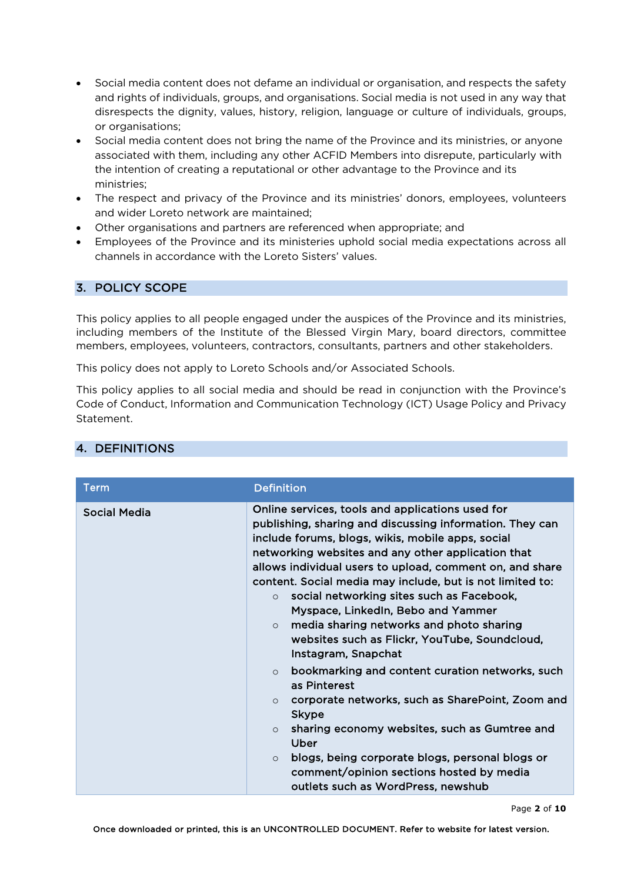- Social media content does not defame an individual or organisation, and respects the safety and rights of individuals, groups, and organisations. Social media is not used in any way that disrespects the dignity, values, history, religion, language or culture of individuals, groups, or organisations;
- Social media content does not bring the name of the Province and its ministries, or anyone associated with them, including any other ACFID Members into disrepute, particularly with the intention of creating a reputational or other advantage to the Province and its ministries;
- The respect and privacy of the Province and its ministries' donors, employees, volunteers and wider Loreto network are maintained;
- Other organisations and partners are referenced when appropriate; and
- Employees of the Province and its ministeries uphold social media expectations across all channels in accordance with the Loreto Sisters' values.

## 3. POLICY SCOPE

This policy applies to all people engaged under the auspices of the Province and its ministries, including members of the Institute of the Blessed Virgin Mary, board directors, committee members, employees, volunteers, contractors, consultants, partners and other stakeholders.

This policy does not apply to Loreto Schools and/or Associated Schools.

This policy applies to all social media and should be read in conjunction with the Province's Code of Conduct, Information and Communication Technology (ICT) Usage Policy and Privacy Statement.

## 4. DEFINITIONS

| Term | Definition |
| --- | --- |
| Social Media | Online services, tools and applications used for publishing, sharing and discussing information. They can include forums, blogs, wikis, mobile apps, social networking websites and any other application that allows individual users to upload, comment on, and share content. Social media may include, but is not limited to:<br>◦ social networking sites such as Facebook, Myspace, LinkedIn, Bebo and Yammer<br>◦ media sharing networks and photo sharing websites such as Flickr, YouTube, Soundcloud, Instagram, Snapchat<br>◦ bookmarking and content curation networks, such as Pinterest<br>◦ corporate networks, such as SharePoint, Zoom and Skype<br>◦ sharing economy websites, such as Gumtree and Uber<br>◦ blogs, being corporate blogs, personal blogs or comment/opinion sections hosted by media outlets such as WordPress, newshub |

Once downloaded or printed, this is an UNCONTROLLED DOCUMENT. Refer to website for latest version.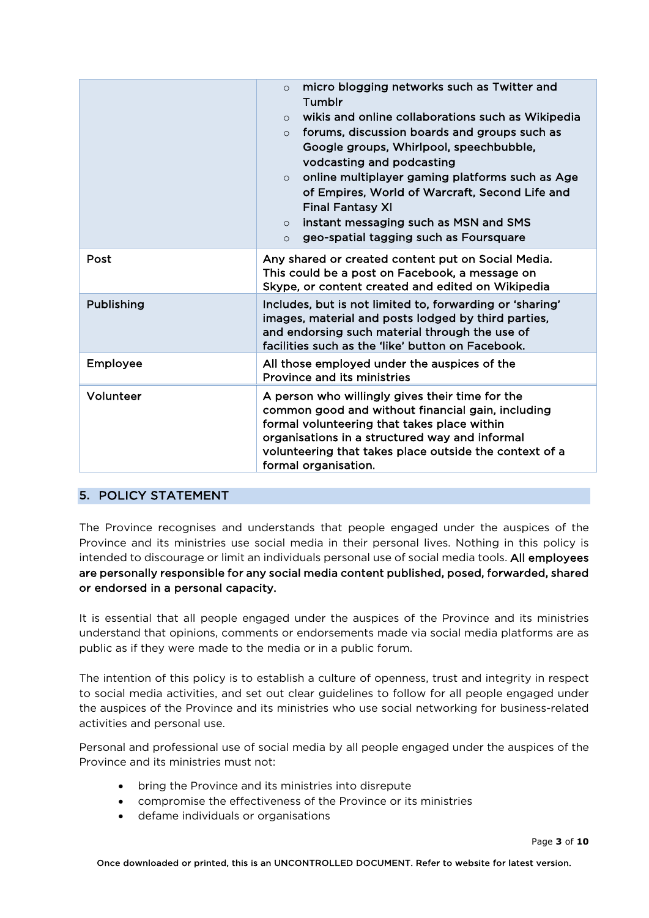| | |
|---|---|
| | <ul><li>micro blogging networks such as Twitter and Tumblr</li><li>wikis and online collaborations such as Wikipedia</li><li>forums, discussion boards and groups such as Google groups, Whirlpool, speechbubble, vodcasting and podcasting</li><li>online multiplayer gaming platforms such as Age of Empires, World of Warcraft, Second Life and Final Fantasy XI</li><li>instant messaging such as MSN and SMS</li><li>geo-spatial tagging such as Foursquare</li></ul> |
| Post | Any shared or created content put on Social Media. This could be a post on Facebook, a message on Skype, or content created and edited on Wikipedia |
| Publishing | Includes, but is not limited to, forwarding or 'sharing' images, material and posts lodged by third parties, and endorsing such material through the use of facilities such as the 'like' button on Facebook. |
| Employee | All those employed under the auspices of the Province and its ministries |
| Volunteer | A person who willingly gives their time for the common good and without financial gain, including formal volunteering that takes place within organisations in a structured way and informal volunteering that takes place outside the context of a formal organisation. |

## 5. POLICY STATEMENT

The Province recognises and understands that people engaged under the auspices of the Province and its ministries use social media in their personal lives. Nothing in this policy is intended to discourage or limit an individuals personal use of social media tools. **All employees are personally responsible for any social media content published, posed, forwarded, shared or endorsed in a personal capacity.**

It is essential that all people engaged under the auspices of the Province and its ministries understand that opinions, comments or endorsements made via social media platforms are as public as if they were made to the media or in a public forum.

The intention of this policy is to establish a culture of openness, trust and integrity in respect to social media activities, and set out clear guidelines to follow for all people engaged under the auspices of the Province and its ministries who use social networking for business-related activities and personal use.

Personal and professional use of social media by all people engaged under the auspices of the Province and its ministries must not:

- bring the Province and its ministries into disrepute
- compromise the effectiveness of the Province or its ministries
- defame individuals or organisations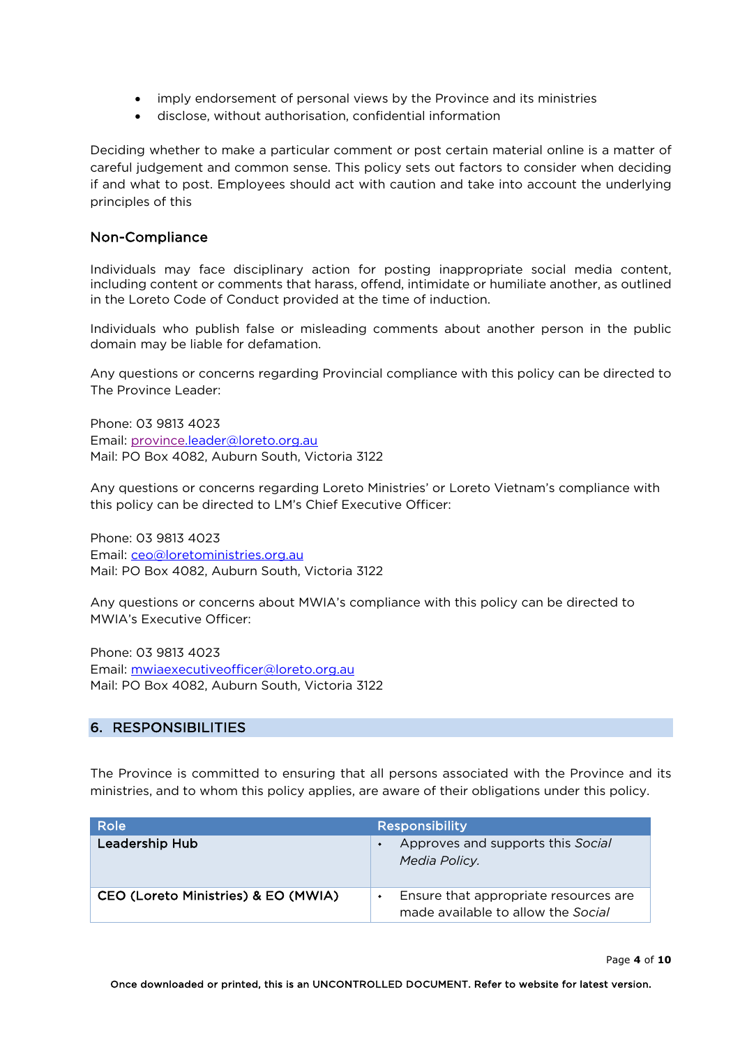- imply endorsement of personal views by the Province and its ministries
- disclose, without authorisation, confidential information

Deciding whether to make a particular comment or post certain material online is a matter of careful judgement and common sense. This policy sets out factors to consider when deciding if and what to post. Employees should act with caution and take into account the underlying principles of this

### Non-Compliance

Individuals may face disciplinary action for posting inappropriate social media content, including content or comments that harass, offend, intimidate or humiliate another, as outlined in the Loreto Code of Conduct provided at the time of induction.

Individuals who publish false or misleading comments about another person in the public domain may be liable for defamation.

Any questions or concerns regarding Provincial compliance with this policy can be directed to The Province Leader:

Phone: 03 9813 4023
Email: province.leader@loreto.org.au
Mail: PO Box 4082, Auburn South, Victoria 3122

Any questions or concerns regarding Loreto Ministries' or Loreto Vietnam's compliance with this policy can be directed to LM's Chief Executive Officer:

Phone: 03 9813 4023
Email: ceo@loretoministries.org.au
Mail: PO Box 4082, Auburn South, Victoria 3122

Any questions or concerns about MWIA's compliance with this policy can be directed to MWIA's Executive Officer:

Phone: 03 9813 4023
Email: mwiaexecutiveofficer@loreto.org.au
Mail: PO Box 4082, Auburn South, Victoria 3122

## 6. RESPONSIBILITIES

The Province is committed to ensuring that all persons associated with the Province and its ministries, and to whom this policy applies, are aware of their obligations under this policy.

| Role | Responsibility |
|---|---|
| **Leadership Hub** | • Approves and supports this *Social Media Policy.* |
| **CEO (Loreto Ministries) & EO (MWIA)** | • Ensure that appropriate resources are made available to allow the *Social* |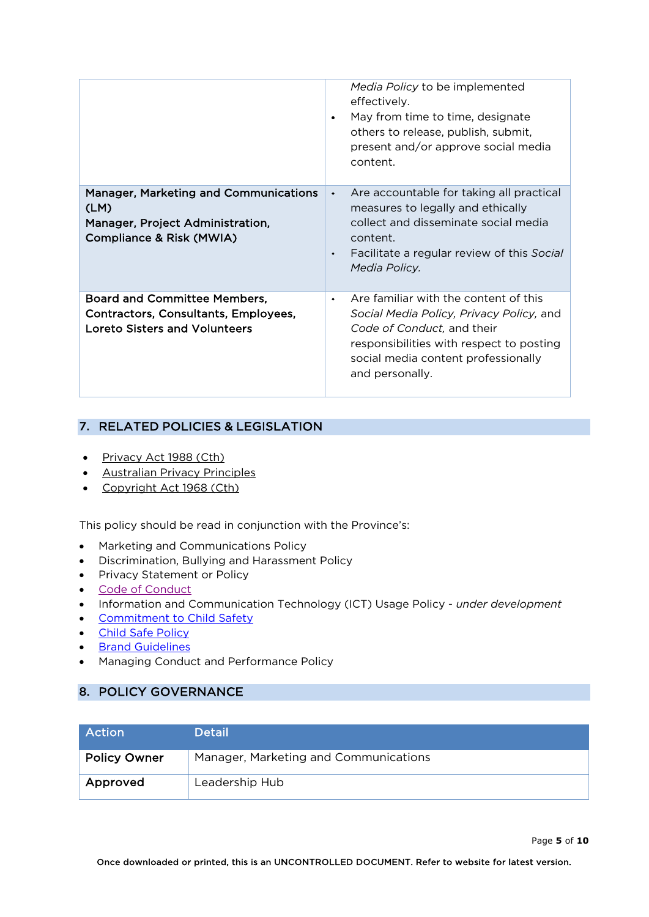|  |  |
| --- | --- |
|  | *Media Policy* to be implemented effectively.<br>• May from time to time, designate others to release, publish, submit, present and/or approve social media content. |
| **Manager, Marketing and Communications (LM)**<br>**Manager, Project Administration, Compliance & Risk (MWIA)** | • Are accountable for taking all practical measures to legally and ethically collect and disseminate social media content.<br>• Facilitate a regular review of this *Social Media Policy.* |
| **Board and Committee Members, Contractors, Consultants, Employees, Loreto Sisters and Volunteers** | • Are familiar with the content of this *Social Media Policy, Privacy Policy,* and *Code of Conduct,* and their responsibilities with respect to posting social media content professionally and personally. |

## 7. RELATED POLICIES & LEGISLATION

- Privacy Act 1988 (Cth)
- Australian Privacy Principles
- Copyright Act 1968 (Cth)

This policy should be read in conjunction with the Province's:

- Marketing and Communications Policy
- Discrimination, Bullying and Harassment Policy
- Privacy Statement or Policy
- Code of Conduct
- Information and Communication Technology (ICT) Usage Policy - *under development*
- Commitment to Child Safety
- Child Safe Policy
- Brand Guidelines
- Managing Conduct and Performance Policy

## 8. POLICY GOVERNANCE

| Action | Detail |
| --- | --- |
| **Policy Owner** | Manager, Marketing and Communications |
| **Approved** | Leadership Hub |

Once downloaded or printed, this is an UNCONTROLLED DOCUMENT. Refer to website for latest version.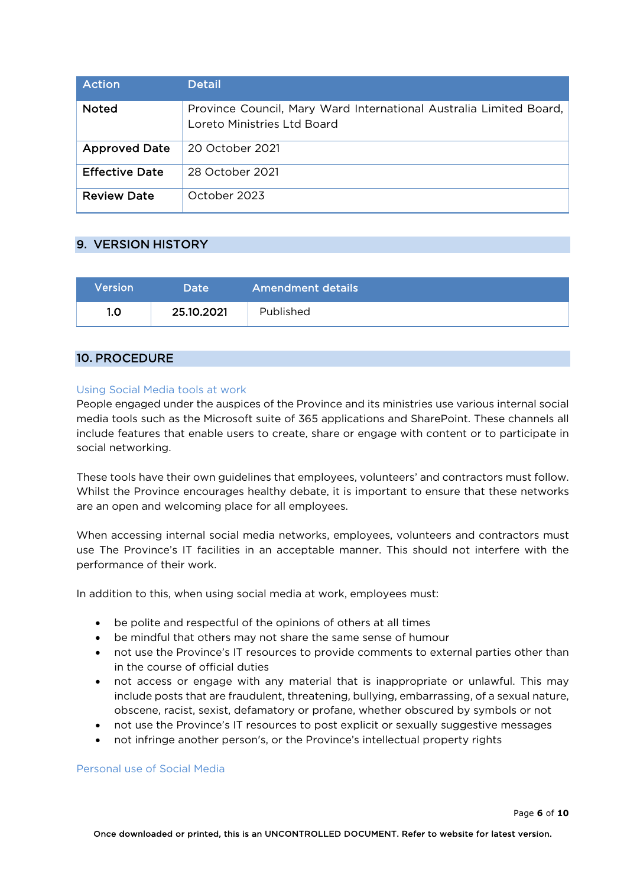| Action | Detail |
| --- | --- |
| Noted | Province Council, Mary Ward International Australia Limited Board, Loreto Ministries Ltd Board |
| Approved Date | 20 October 2021 |
| Effective Date | 28 October 2021 |
| Review Date | October 2023 |

## 9. VERSION HISTORY

| Version | Date | Amendment details |
| --- | --- | --- |
| 1.0 | 25.10.2021 | Published |

## 10. PROCEDURE

### Using Social Media tools at work

People engaged under the auspices of the Province and its ministries use various internal social media tools such as the Microsoft suite of 365 applications and SharePoint. These channels all include features that enable users to create, share or engage with content or to participate in social networking.

These tools have their own guidelines that employees, volunteers' and contractors must follow. Whilst the Province encourages healthy debate, it is important to ensure that these networks are an open and welcoming place for all employees.

When accessing internal social media networks, employees, volunteers and contractors must use The Province's IT facilities in an acceptable manner. This should not interfere with the performance of their work.

In addition to this, when using social media at work, employees must:

- be polite and respectful of the opinions of others at all times
- be mindful that others may not share the same sense of humour
- not use the Province's IT resources to provide comments to external parties other than in the course of official duties
- not access or engage with any material that is inappropriate or unlawful. This may include posts that are fraudulent, threatening, bullying, embarrassing, of a sexual nature, obscene, racist, sexist, defamatory or profane, whether obscured by symbols or not
- not use the Province's IT resources to post explicit or sexually suggestive messages
- not infringe another person's, or the Province's intellectual property rights

### Personal use of Social Media

Once downloaded or printed, this is an UNCONTROLLED DOCUMENT. Refer to website for latest version.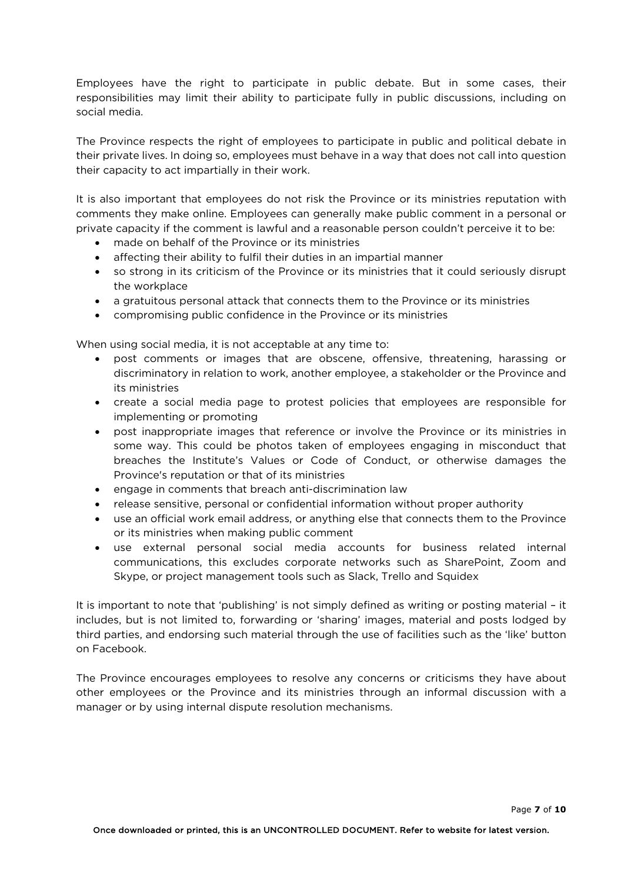Employees have the right to participate in public debate. But in some cases, their responsibilities may limit their ability to participate fully in public discussions, including on social media.

The Province respects the right of employees to participate in public and political debate in their private lives. In doing so, employees must behave in a way that does not call into question their capacity to act impartially in their work.

It is also important that employees do not risk the Province or its ministries reputation with comments they make online. Employees can generally make public comment in a personal or private capacity if the comment is lawful and a reasonable person couldn't perceive it to be:

- made on behalf of the Province or its ministries
- affecting their ability to fulfil their duties in an impartial manner
- so strong in its criticism of the Province or its ministries that it could seriously disrupt the workplace
- a gratuitous personal attack that connects them to the Province or its ministries
- compromising public confidence in the Province or its ministries

When using social media, it is not acceptable at any time to:

- post comments or images that are obscene, offensive, threatening, harassing or discriminatory in relation to work, another employee, a stakeholder or the Province and its ministries
- create a social media page to protest policies that employees are responsible for implementing or promoting
- post inappropriate images that reference or involve the Province or its ministries in some way. This could be photos taken of employees engaging in misconduct that breaches the Institute's Values or Code of Conduct, or otherwise damages the Province's reputation or that of its ministries
- engage in comments that breach anti-discrimination law
- release sensitive, personal or confidential information without proper authority
- use an official work email address, or anything else that connects them to the Province or its ministries when making public comment
- use external personal social media accounts for business related internal communications, this excludes corporate networks such as SharePoint, Zoom and Skype, or project management tools such as Slack, Trello and Squidex

It is important to note that 'publishing' is not simply defined as writing or posting material – it includes, but is not limited to, forwarding or 'sharing' images, material and posts lodged by third parties, and endorsing such material through the use of facilities such as the 'like' button on Facebook.

The Province encourages employees to resolve any concerns or criticisms they have about other employees or the Province and its ministries through an informal discussion with a manager or by using internal dispute resolution mechanisms.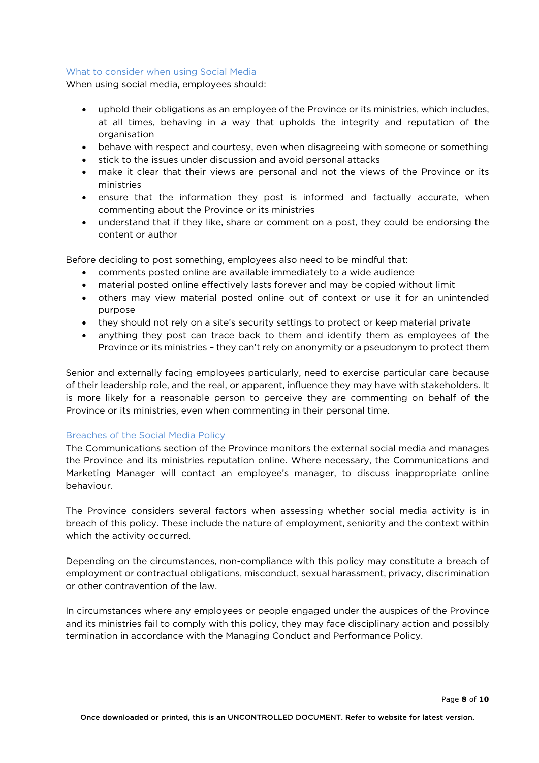## What to consider when using Social Media

When using social media, employees should:

- uphold their obligations as an employee of the Province or its ministries, which includes, at all times, behaving in a way that upholds the integrity and reputation of the organisation
- behave with respect and courtesy, even when disagreeing with someone or something
- stick to the issues under discussion and avoid personal attacks
- make it clear that their views are personal and not the views of the Province or its ministries
- ensure that the information they post is informed and factually accurate, when commenting about the Province or its ministries
- understand that if they like, share or comment on a post, they could be endorsing the content or author

Before deciding to post something, employees also need to be mindful that:

- comments posted online are available immediately to a wide audience
- material posted online effectively lasts forever and may be copied without limit
- others may view material posted online out of context or use it for an unintended purpose
- they should not rely on a site's security settings to protect or keep material private
- anything they post can trace back to them and identify them as employees of the Province or its ministries – they can't rely on anonymity or a pseudonym to protect them

Senior and externally facing employees particularly, need to exercise particular care because of their leadership role, and the real, or apparent, influence they may have with stakeholders. It is more likely for a reasonable person to perceive they are commenting on behalf of the Province or its ministries, even when commenting in their personal time.

## Breaches of the Social Media Policy

The Communications section of the Province monitors the external social media and manages the Province and its ministries reputation online. Where necessary, the Communications and Marketing Manager will contact an employee's manager, to discuss inappropriate online behaviour.

The Province considers several factors when assessing whether social media activity is in breach of this policy. These include the nature of employment, seniority and the context within which the activity occurred.

Depending on the circumstances, non-compliance with this policy may constitute a breach of employment or contractual obligations, misconduct, sexual harassment, privacy, discrimination or other contravention of the law.

In circumstances where any employees or people engaged under the auspices of the Province and its ministries fail to comply with this policy, they may face disciplinary action and possibly termination in accordance with the Managing Conduct and Performance Policy.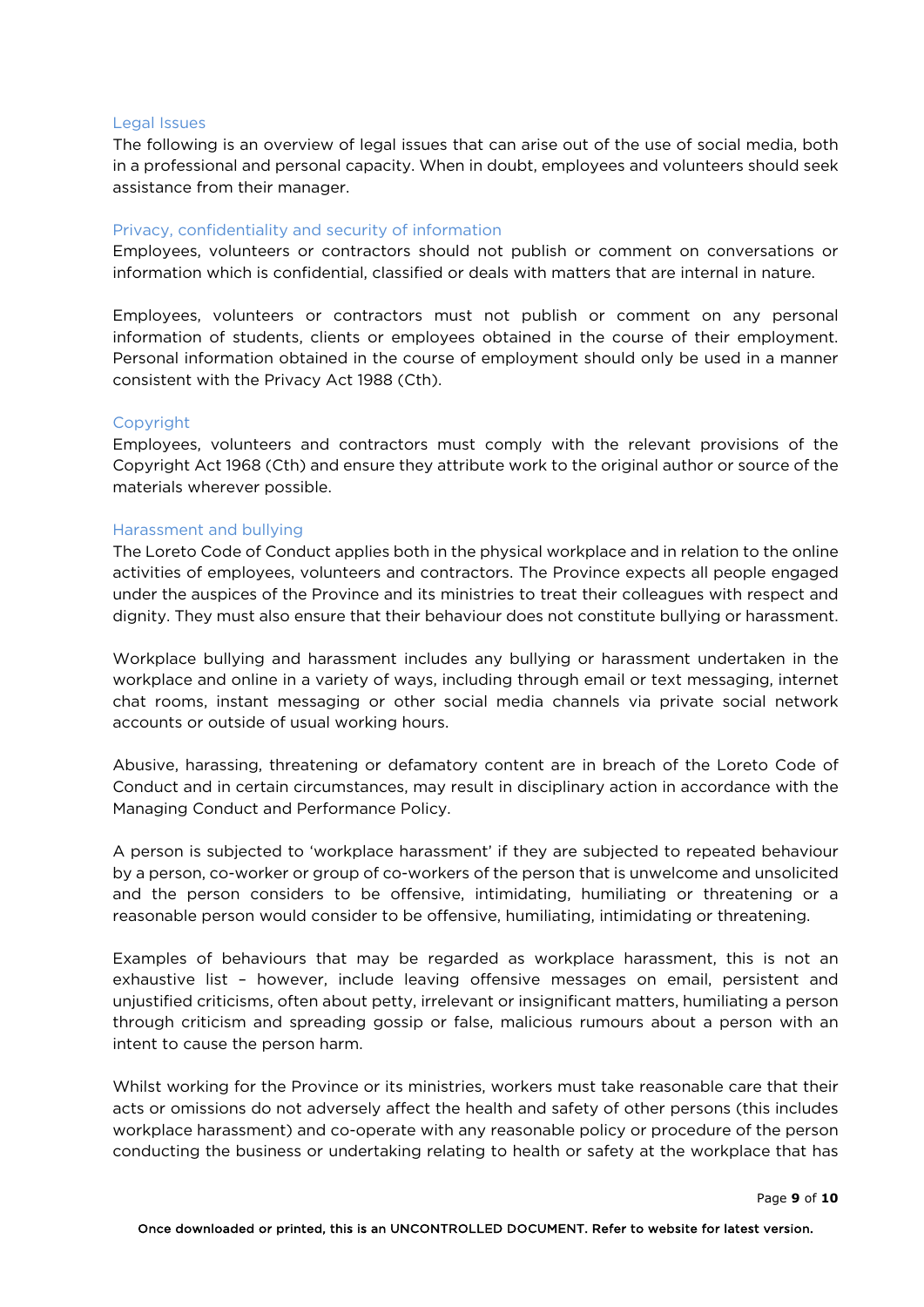## Legal Issues

The following is an overview of legal issues that can arise out of the use of social media, both in a professional and personal capacity. When in doubt, employees and volunteers should seek assistance from their manager.

### Privacy, confidentiality and security of information

Employees, volunteers or contractors should not publish or comment on conversations or information which is confidential, classified or deals with matters that are internal in nature.

Employees, volunteers or contractors must not publish or comment on any personal information of students, clients or employees obtained in the course of their employment. Personal information obtained in the course of employment should only be used in a manner consistent with the Privacy Act 1988 (Cth).

### Copyright

Employees, volunteers and contractors must comply with the relevant provisions of the Copyright Act 1968 (Cth) and ensure they attribute work to the original author or source of the materials wherever possible.

### Harassment and bullying

The Loreto Code of Conduct applies both in the physical workplace and in relation to the online activities of employees, volunteers and contractors. The Province expects all people engaged under the auspices of the Province and its ministries to treat their colleagues with respect and dignity. They must also ensure that their behaviour does not constitute bullying or harassment.

Workplace bullying and harassment includes any bullying or harassment undertaken in the workplace and online in a variety of ways, including through email or text messaging, internet chat rooms, instant messaging or other social media channels via private social network accounts or outside of usual working hours.

Abusive, harassing, threatening or defamatory content are in breach of the Loreto Code of Conduct and in certain circumstances, may result in disciplinary action in accordance with the Managing Conduct and Performance Policy.

A person is subjected to 'workplace harassment' if they are subjected to repeated behaviour by a person, co-worker or group of co-workers of the person that is unwelcome and unsolicited and the person considers to be offensive, intimidating, humiliating or threatening or a reasonable person would consider to be offensive, humiliating, intimidating or threatening.

Examples of behaviours that may be regarded as workplace harassment, this is not an exhaustive list – however, include leaving offensive messages on email, persistent and unjustified criticisms, often about petty, irrelevant or insignificant matters, humiliating a person through criticism and spreading gossip or false, malicious rumours about a person with an intent to cause the person harm.

Whilst working for the Province or its ministries, workers must take reasonable care that their acts or omissions do not adversely affect the health and safety of other persons (this includes workplace harassment) and co-operate with any reasonable policy or procedure of the person conducting the business or undertaking relating to health or safety at the workplace that has

Once downloaded or printed, this is an UNCONTROLLED DOCUMENT. Refer to website for latest version.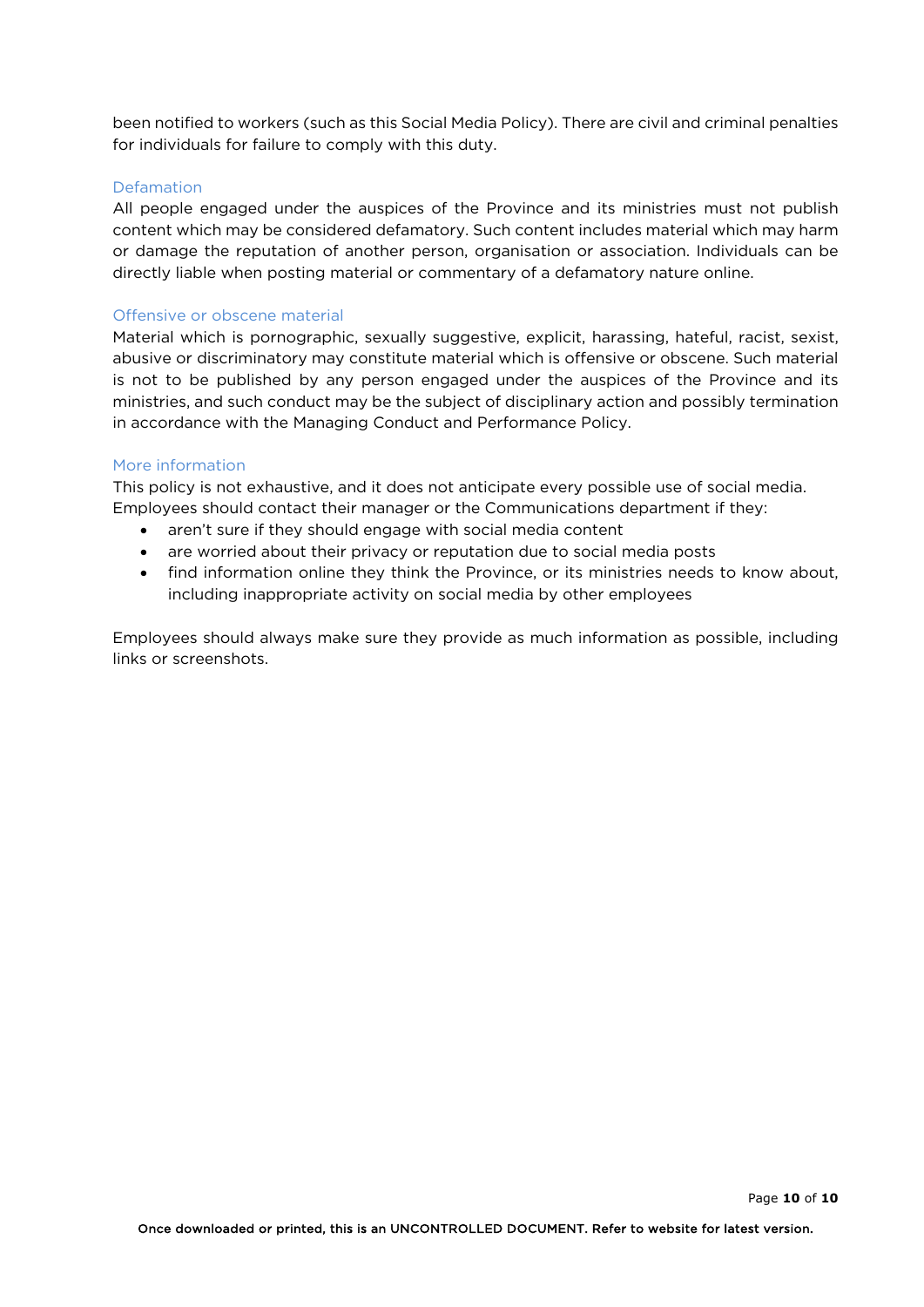been notified to workers (such as this Social Media Policy). There are civil and criminal penalties for individuals for failure to comply with this duty.

### Defamation

All people engaged under the auspices of the Province and its ministries must not publish content which may be considered defamatory. Such content includes material which may harm or damage the reputation of another person, organisation or association. Individuals can be directly liable when posting material or commentary of a defamatory nature online.

### Offensive or obscene material

Material which is pornographic, sexually suggestive, explicit, harassing, hateful, racist, sexist, abusive or discriminatory may constitute material which is offensive or obscene. Such material is not to be published by any person engaged under the auspices of the Province and its ministries, and such conduct may be the subject of disciplinary action and possibly termination in accordance with the Managing Conduct and Performance Policy.

### More information

This policy is not exhaustive, and it does not anticipate every possible use of social media. Employees should contact their manager or the Communications department if they:

- aren't sure if they should engage with social media content
- are worried about their privacy or reputation due to social media posts
- find information online they think the Province, or its ministries needs to know about, including inappropriate activity on social media by other employees

Employees should always make sure they provide as much information as possible, including links or screenshots.

**Once downloaded or printed, this is an UNCONTROLLED DOCUMENT. Refer to website for latest version.**